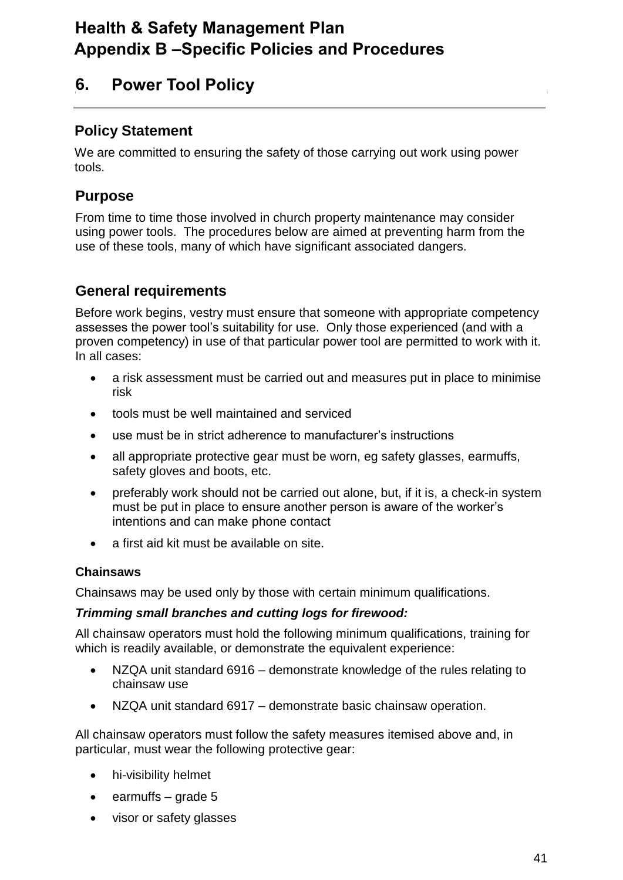# Health & Safety Management Plan
# Appendix B –Specific Policies and Procedures

## 6. Power Tool Policy

### Policy Statement

We are committed to ensuring the safety of those carrying out work using power tools.

### Purpose

From time to time those involved in church property maintenance may consider using power tools. The procedures below are aimed at preventing harm from the use of these tools, many of which have significant associated dangers.

### General requirements

Before work begins, vestry must ensure that someone with appropriate competency assesses the power tool's suitability for use. Only those experienced (and with a proven competency) in use of that particular power tool are permitted to work with it. In all cases:

- a risk assessment must be carried out and measures put in place to minimise risk
- tools must be well maintained and serviced
- use must be in strict adherence to manufacturer's instructions
- all appropriate protective gear must be worn, eg safety glasses, earmuffs, safety gloves and boots, etc.
- preferably work should not be carried out alone, but, if it is, a check-in system must be put in place to ensure another person is aware of the worker's intentions and can make phone contact
- a first aid kit must be available on site.

**Chainsaws**

Chainsaws may be used only by those with certain minimum qualifications.

***Trimming small branches and cutting logs for firewood:***

All chainsaw operators must hold the following minimum qualifications, training for which is readily available, or demonstrate the equivalent experience:

- NZQA unit standard 6916 – demonstrate knowledge of the rules relating to chainsaw use
- NZQA unit standard 6917 – demonstrate basic chainsaw operation.

All chainsaw operators must follow the safety measures itemised above and, in particular, must wear the following protective gear:

- hi-visibility helmet
- earmuffs – grade 5
- visor or safety glasses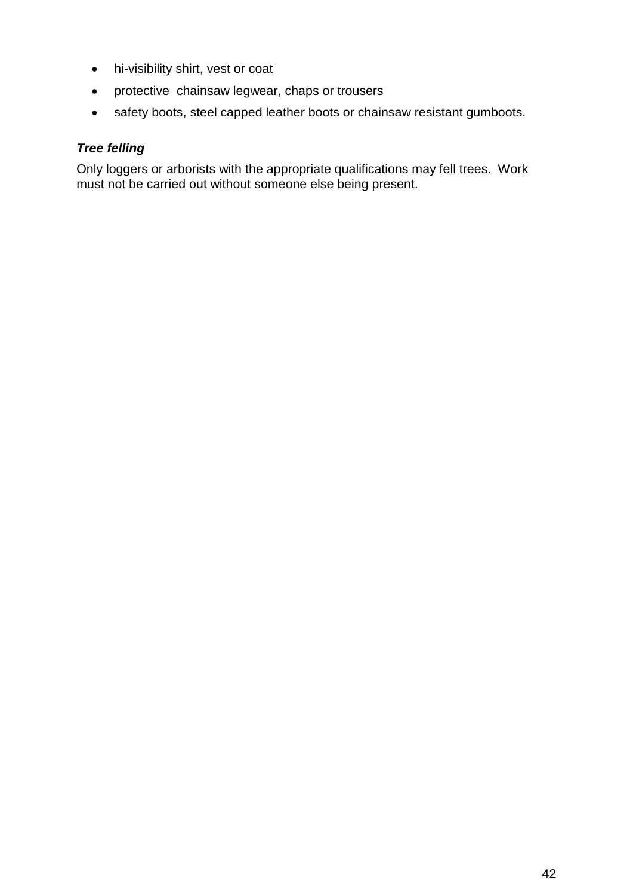- hi-visibility shirt, vest or coat
- protective chainsaw legwear, chaps or trousers
- safety boots, steel capped leather boots or chainsaw resistant gumboots.

***Tree felling***

Only loggers or arborists with the appropriate qualifications may fell trees. Work must not be carried out without someone else being present.